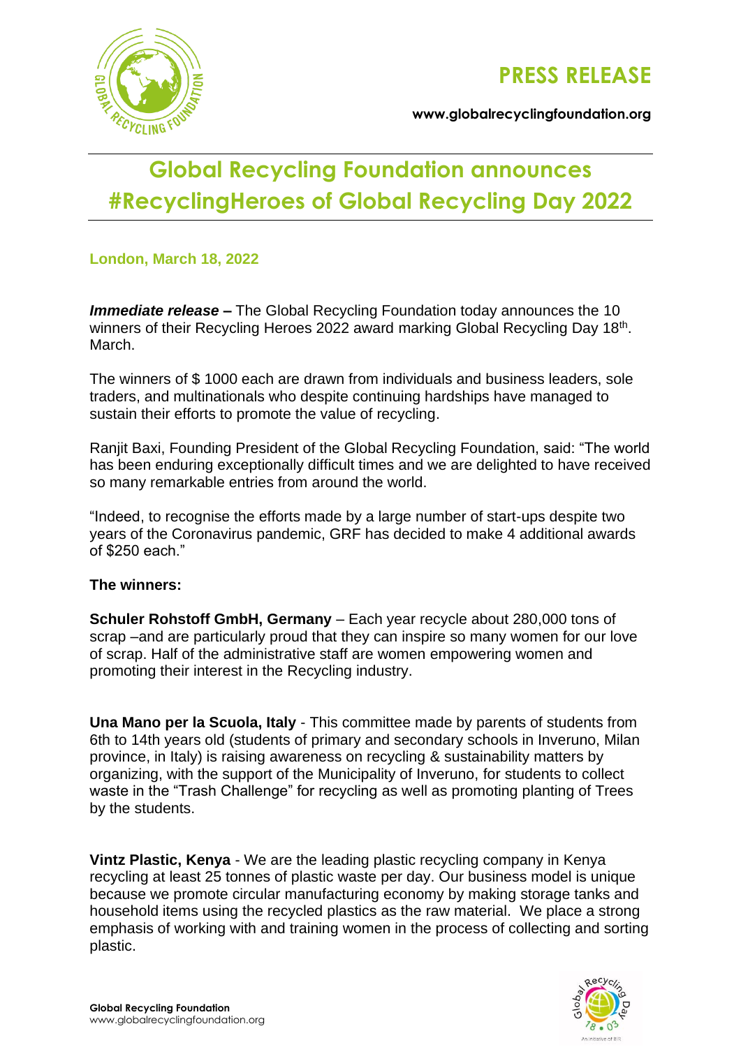**PRESS RELEASE**

**www.globalrecyclingfoundation.org**

# Global Recycling Foundation announces #RecyclingHeroes of Global Recycling Day 2022

**London, March 18, 2022**

***Immediate release* –** The Global Recycling Foundation today announces the 10 winners of their Recycling Heroes 2022 award marking Global Recycling Day 18th. March.

The winners of $ 1000 each are drawn from individuals and business leaders, sole traders, and multinationals who despite continuing hardships have managed to sustain their efforts to promote the value of recycling.

Ranjit Baxi, Founding President of the Global Recycling Foundation, said: "The world has been enduring exceptionally difficult times and we are delighted to have received so many remarkable entries from around the world.

"Indeed, to recognise the efforts made by a large number of start-ups despite two years of the Coronavirus pandemic, GRF has decided to make 4 additional awards of $250 each."

**The winners:**

**Schuler Rohstoff GmbH, Germany** – Each year recycle about 280,000 tons of scrap –and are particularly proud that they can inspire so many women for our love of scrap. Half of the administrative staff are women empowering women and promoting their interest in the Recycling industry.

**Una Mano per la Scuola, Italy** - This committee made by parents of students from 6th to 14th years old (students of primary and secondary schools in Inveruno, Milan province, in Italy) is raising awareness on recycling & sustainability matters by organizing, with the support of the Municipality of Inveruno, for students to collect waste in the "Trash Challenge" for recycling as well as promoting planting of Trees by the students.

**Vintz Plastic, Kenya** - We are the leading plastic recycling company in Kenya recycling at least 25 tonnes of plastic waste per day. Our business model is unique because we promote circular manufacturing economy by making storage tanks and household items using the recycled plastics as the raw material. We place a strong emphasis of working with and training women in the process of collecting and sorting plastic.

**Global Recycling Foundation**
www.globalrecyclingfoundation.org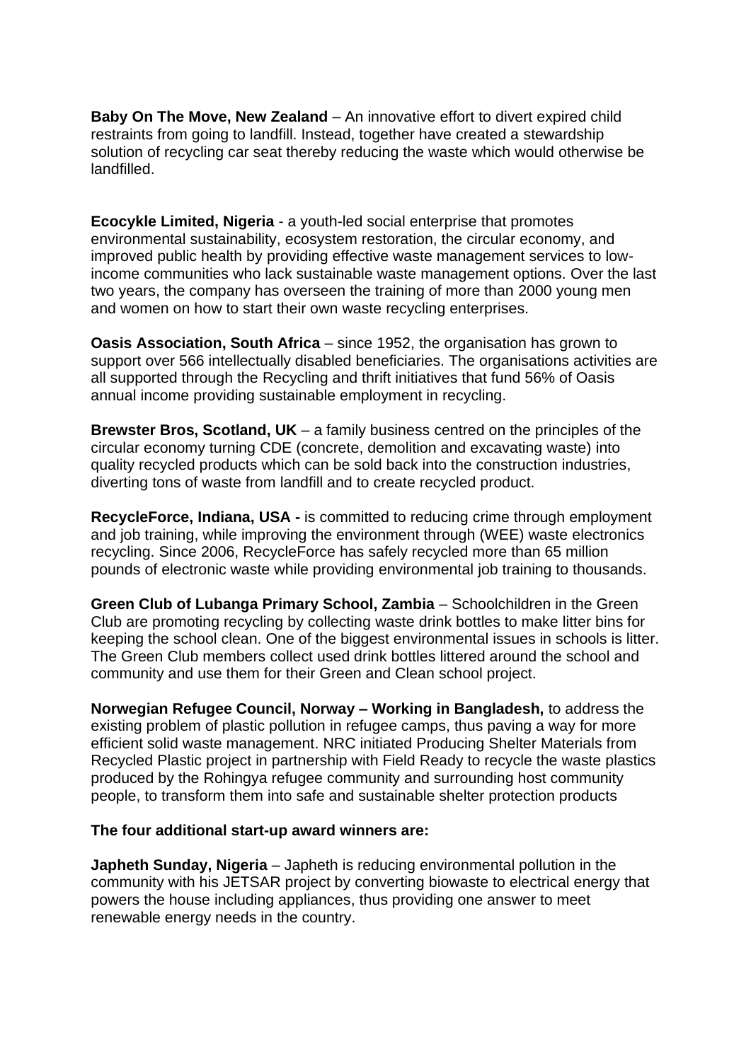**Baby On The Move, New Zealand** – An innovative effort to divert expired child restraints from going to landfill. Instead, together have created a stewardship solution of recycling car seat thereby reducing the waste which would otherwise be landfilled.

**Ecocykle Limited, Nigeria** - a youth-led social enterprise that promotes environmental sustainability, ecosystem restoration, the circular economy, and improved public health by providing effective waste management services to low-income communities who lack sustainable waste management options. Over the last two years, the company has overseen the training of more than 2000 young men and women on how to start their own waste recycling enterprises.

**Oasis Association, South Africa** – since 1952, the organisation has grown to support over 566 intellectually disabled beneficiaries. The organisations activities are all supported through the Recycling and thrift initiatives that fund 56% of Oasis annual income providing sustainable employment in recycling.

**Brewster Bros, Scotland, UK** – a family business centred on the principles of the circular economy turning CDE (concrete, demolition and excavating waste) into quality recycled products which can be sold back into the construction industries, diverting tons of waste from landfill and to create recycled product.

**RecycleForce, Indiana, USA -** is committed to reducing crime through employment and job training, while improving the environment through (WEE) waste electronics recycling. Since 2006, RecycleForce has safely recycled more than 65 million pounds of electronic waste while providing environmental job training to thousands.

**Green Club of Lubanga Primary School, Zambia** – Schoolchildren in the Green Club are promoting recycling by collecting waste drink bottles to make litter bins for keeping the school clean. One of the biggest environmental issues in schools is litter. The Green Club members collect used drink bottles littered around the school and community and use them for their Green and Clean school project.

**Norwegian Refugee Council, Norway – Working in Bangladesh,** to address the existing problem of plastic pollution in refugee camps, thus paving a way for more efficient solid waste management. NRC initiated Producing Shelter Materials from Recycled Plastic project in partnership with Field Ready to recycle the waste plastics produced by the Rohingya refugee community and surrounding host community people, to transform them into safe and sustainable shelter protection products

**The four additional start-up award winners are:**

**Japheth Sunday, Nigeria** – Japheth is reducing environmental pollution in the community with his JETSAR project by converting biowaste to electrical energy that powers the house including appliances, thus providing one answer to meet renewable energy needs in the country.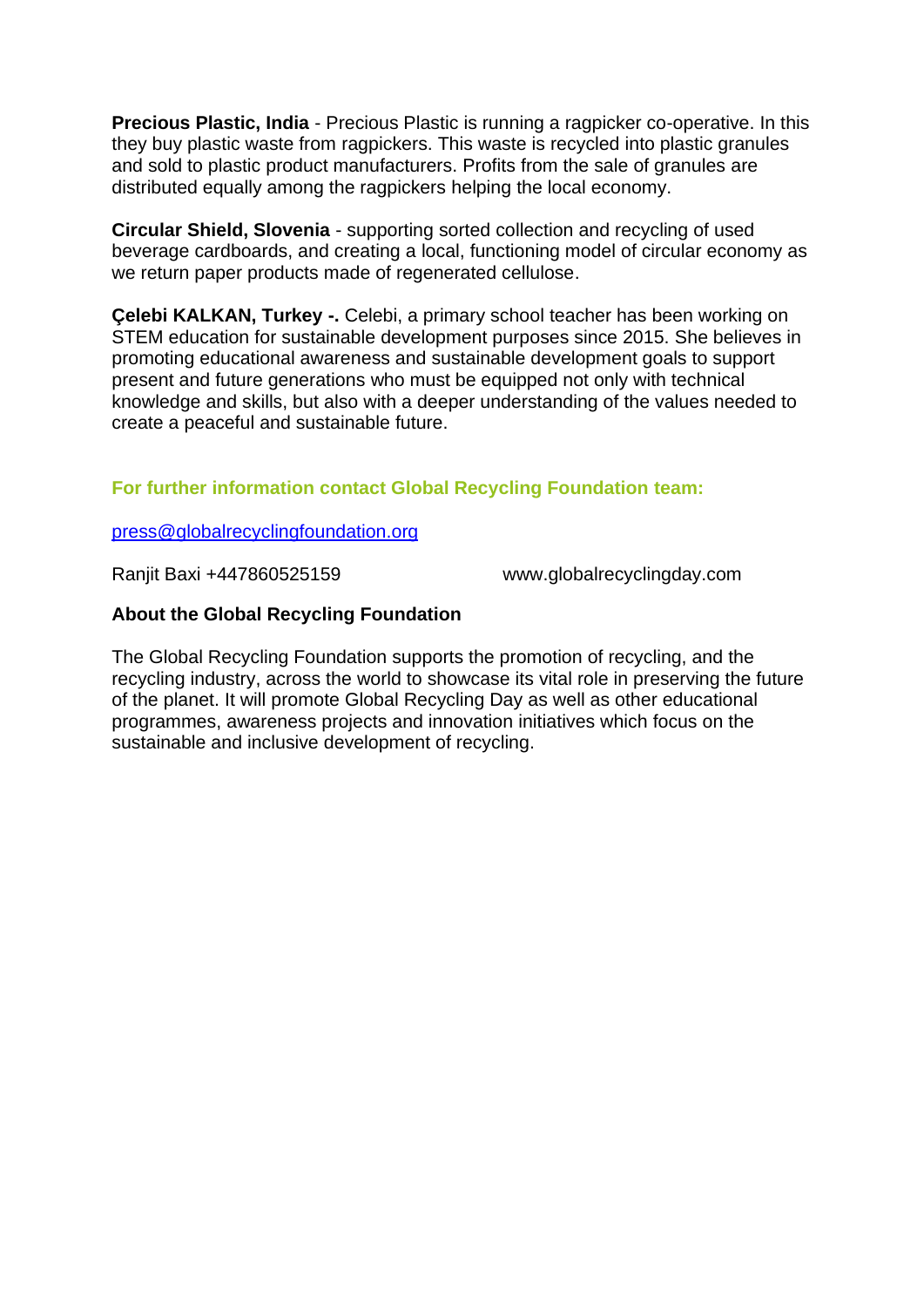**Precious Plastic, India** - Precious Plastic is running a ragpicker co-operative. In this they buy plastic waste from ragpickers. This waste is recycled into plastic granules and sold to plastic product manufacturers. Profits from the sale of granules are distributed equally among the ragpickers helping the local economy.

**Circular Shield, Slovenia** - supporting sorted collection and recycling of used beverage cardboards, and creating a local, functioning model of circular economy as we return paper products made of regenerated cellulose.

**Çelebi KALKAN, Turkey -.** Celebi, a primary school teacher has been working on STEM education for sustainable development purposes since 2015. She believes in promoting educational awareness and sustainable development goals to support present and future generations who must be equipped not only with technical knowledge and skills, but also with a deeper understanding of the values needed to create a peaceful and sustainable future.

**For further information contact Global Recycling Foundation team:**

press@globalrecyclingfoundation.org

Ranjit Baxi +447860525159 www.globalrecyclingday.com

**About the Global Recycling Foundation**

The Global Recycling Foundation supports the promotion of recycling, and the recycling industry, across the world to showcase its vital role in preserving the future of the planet. It will promote Global Recycling Day as well as other educational programmes, awareness projects and innovation initiatives which focus on the sustainable and inclusive development of recycling.